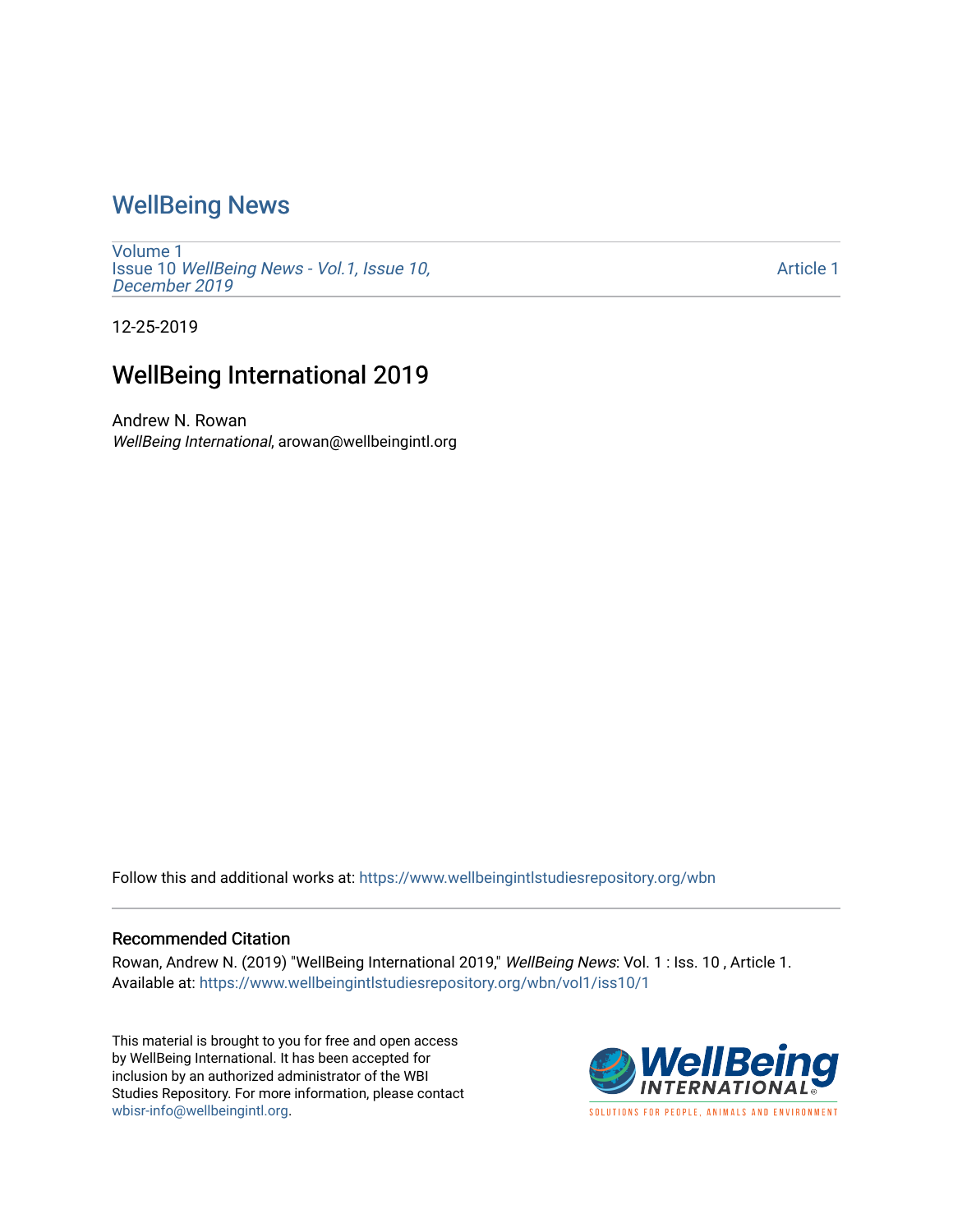# WellBeing News

Volume 1
Issue 10 *WellBeing News - Vol.1, Issue 10, December 2019*

Article 1

12-25-2019

## WellBeing International 2019

Andrew N. Rowan
*WellBeing International*, arowan@wellbeingintl.org

Follow this and additional works at: https://www.wellbeingintlstudiesrepository.org/wbn

### Recommended Citation

Rowan, Andrew N. (2019) "WellBeing International 2019," *WellBeing News*: Vol. 1 : Iss. 10 , Article 1.
Available at: https://www.wellbeingintlstudiesrepository.org/wbn/vol1/iss10/1

This material is brought to you for free and open access by WellBeing International. It has been accepted for inclusion by an authorized administrator of the WBI Studies Repository. For more information, please contact wbisr-info@wellbeingintl.org.

WellBeing INTERNATIONAL

SOLUTIONS FOR PEOPLE, ANIMALS AND ENVIRONMENT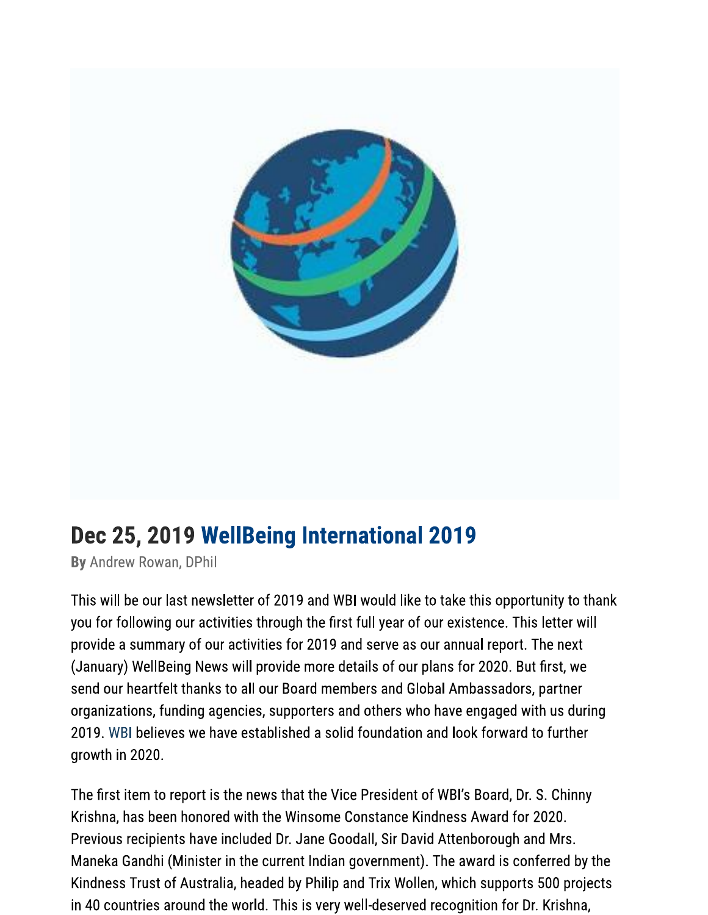# Dec 25, 2019 WellBeing International 2019

**By** Andrew Rowan, DPhil

This will be our last newsletter of 2019 and WBI would like to take this opportunity to thank you for following our activities through the first full year of our existence. This letter will provide a summary of our activities for 2019 and serve as our annual report. The next (January) WellBeing News will provide more details of our plans for 2020. But first, we send our heartfelt thanks to all our Board members and Global Ambassadors, partner organizations, funding agencies, supporters and others who have engaged with us during 2019. WBI believes we have established a solid foundation and look forward to further growth in 2020.

The first item to report is the news that the Vice President of WBI's Board, Dr. S. Chinny Krishna, has been honored with the Winsome Constance Kindness Award for 2020. Previous recipients have included Dr. Jane Goodall, Sir David Attenborough and Mrs. Maneka Gandhi (Minister in the current Indian government). The award is conferred by the Kindness Trust of Australia, headed by Philip and Trix Wollen, which supports 500 projects in 40 countries around the world. This is very well-deserved recognition for Dr. Krishna,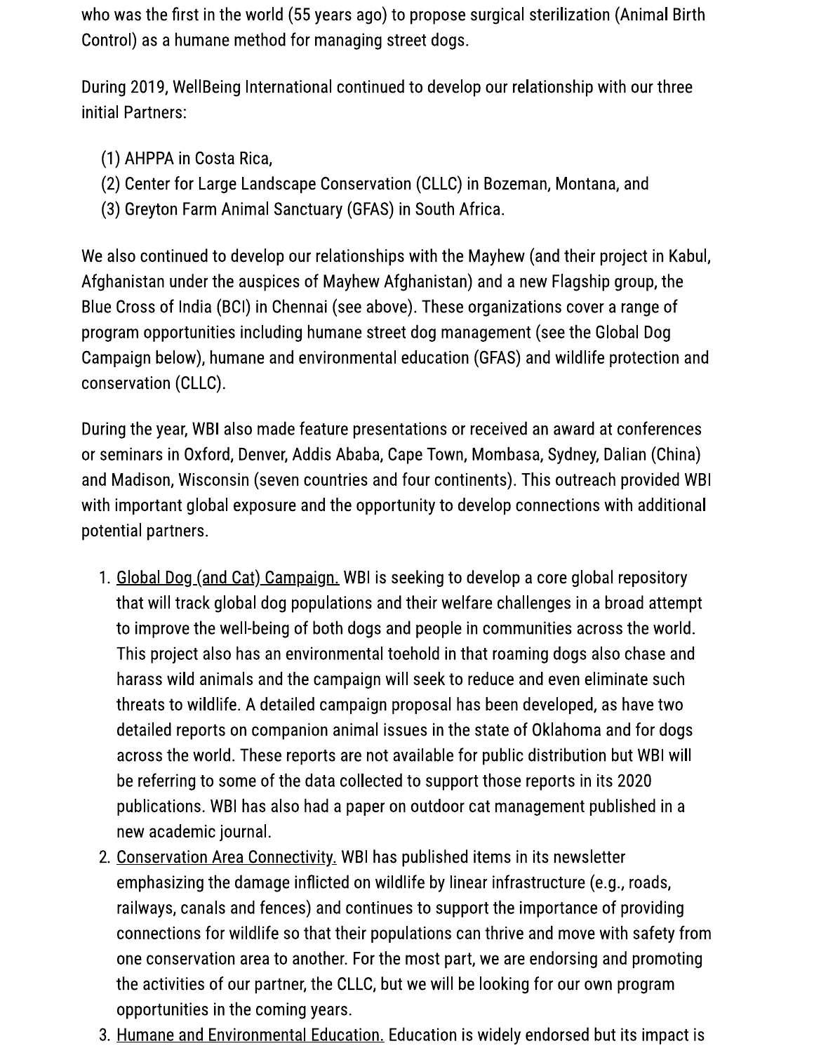who was the first in the world (55 years ago) to propose surgical sterilization (Animal Birth Control) as a humane method for managing street dogs.

During 2019, WellBeing International continued to develop our relationship with our three initial Partners:

(1) AHPPA in Costa Rica,
(2) Center for Large Landscape Conservation (CLLC) in Bozeman, Montana, and
(3) Greyton Farm Animal Sanctuary (GFAS) in South Africa.

We also continued to develop our relationships with the Mayhew (and their project in Kabul, Afghanistan under the auspices of Mayhew Afghanistan) and a new Flagship group, the Blue Cross of India (BCI) in Chennai (see above). These organizations cover a range of program opportunities including humane street dog management (see the Global Dog Campaign below), humane and environmental education (GFAS) and wildlife protection and conservation (CLLC).

During the year, WBI also made feature presentations or received an award at conferences or seminars in Oxford, Denver, Addis Ababa, Cape Town, Mombasa, Sydney, Dalian (China) and Madison, Wisconsin (seven countries and four continents). This outreach provided WBI with important global exposure and the opportunity to develop connections with additional potential partners.

1. Global Dog (and Cat) Campaign. WBI is seeking to develop a core global repository that will track global dog populations and their welfare challenges in a broad attempt to improve the well-being of both dogs and people in communities across the world. This project also has an environmental toehold in that roaming dogs also chase and harass wild animals and the campaign will seek to reduce and even eliminate such threats to wildlife. A detailed campaign proposal has been developed, as have two detailed reports on companion animal issues in the state of Oklahoma and for dogs across the world. These reports are not available for public distribution but WBI will be referring to some of the data collected to support those reports in its 2020 publications. WBI has also had a paper on outdoor cat management published in a new academic journal.
2. Conservation Area Connectivity. WBI has published items in its newsletter emphasizing the damage inflicted on wildlife by linear infrastructure (e.g., roads, railways, canals and fences) and continues to support the importance of providing connections for wildlife so that their populations can thrive and move with safety from one conservation area to another. For the most part, we are endorsing and promoting the activities of our partner, the CLLC, but we will be looking for our own program opportunities in the coming years.
3. Humane and Environmental Education. Education is widely endorsed but its impact is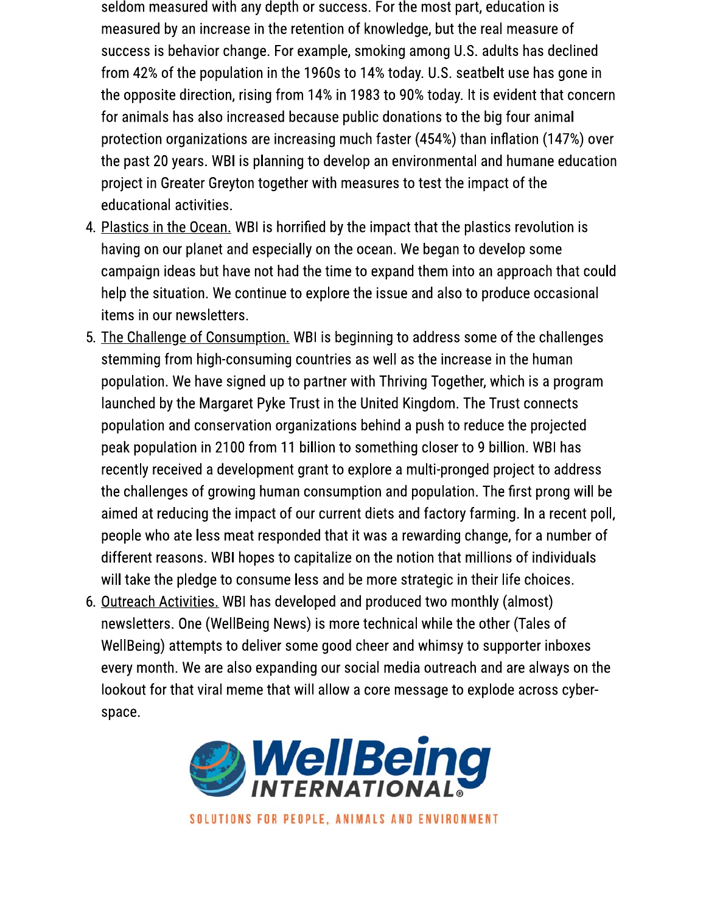seldom measured with any depth or success. For the most part, education is measured by an increase in the retention of knowledge, but the real measure of success is behavior change. For example, smoking among U.S. adults has declined from 42% of the population in the 1960s to 14% today. U.S. seatbelt use has gone in the opposite direction, rising from 14% in 1983 to 90% today. It is evident that concern for animals has also increased because public donations to the big four animal protection organizations are increasing much faster (454%) than inflation (147%) over the past 20 years. WBI is planning to develop an environmental and humane education project in Greater Greyton together with measures to test the impact of the educational activities.

4. Plastics in the Ocean. WBI is horrified by the impact that the plastics revolution is having on our planet and especially on the ocean. We began to develop some campaign ideas but have not had the time to expand them into an approach that could help the situation. We continue to explore the issue and also to produce occasional items in our newsletters.
5. The Challenge of Consumption. WBI is beginning to address some of the challenges stemming from high-consuming countries as well as the increase in the human population. We have signed up to partner with Thriving Together, which is a program launched by the Margaret Pyke Trust in the United Kingdom. The Trust connects population and conservation organizations behind a push to reduce the projected peak population in 2100 from 11 billion to something closer to 9 billion. WBI has recently received a development grant to explore a multi-pronged project to address the challenges of growing human consumption and population. The first prong will be aimed at reducing the impact of our current diets and factory farming. In a recent poll, people who ate less meat responded that it was a rewarding change, for a number of different reasons. WBI hopes to capitalize on the notion that millions of individuals will take the pledge to consume less and be more strategic in their life choices.
6. Outreach Activities. WBI has developed and produced two monthly (almost) newsletters. One (WellBeing News) is more technical while the other (Tales of WellBeing) attempts to deliver some good cheer and whimsy to supporter inboxes every month. We are also expanding our social media outreach and are always on the lookout for that viral meme that will allow a core message to explode across cyber-space.

WellBeing INTERNATIONAL®

SOLUTIONS FOR PEOPLE, ANIMALS AND ENVIRONMENT